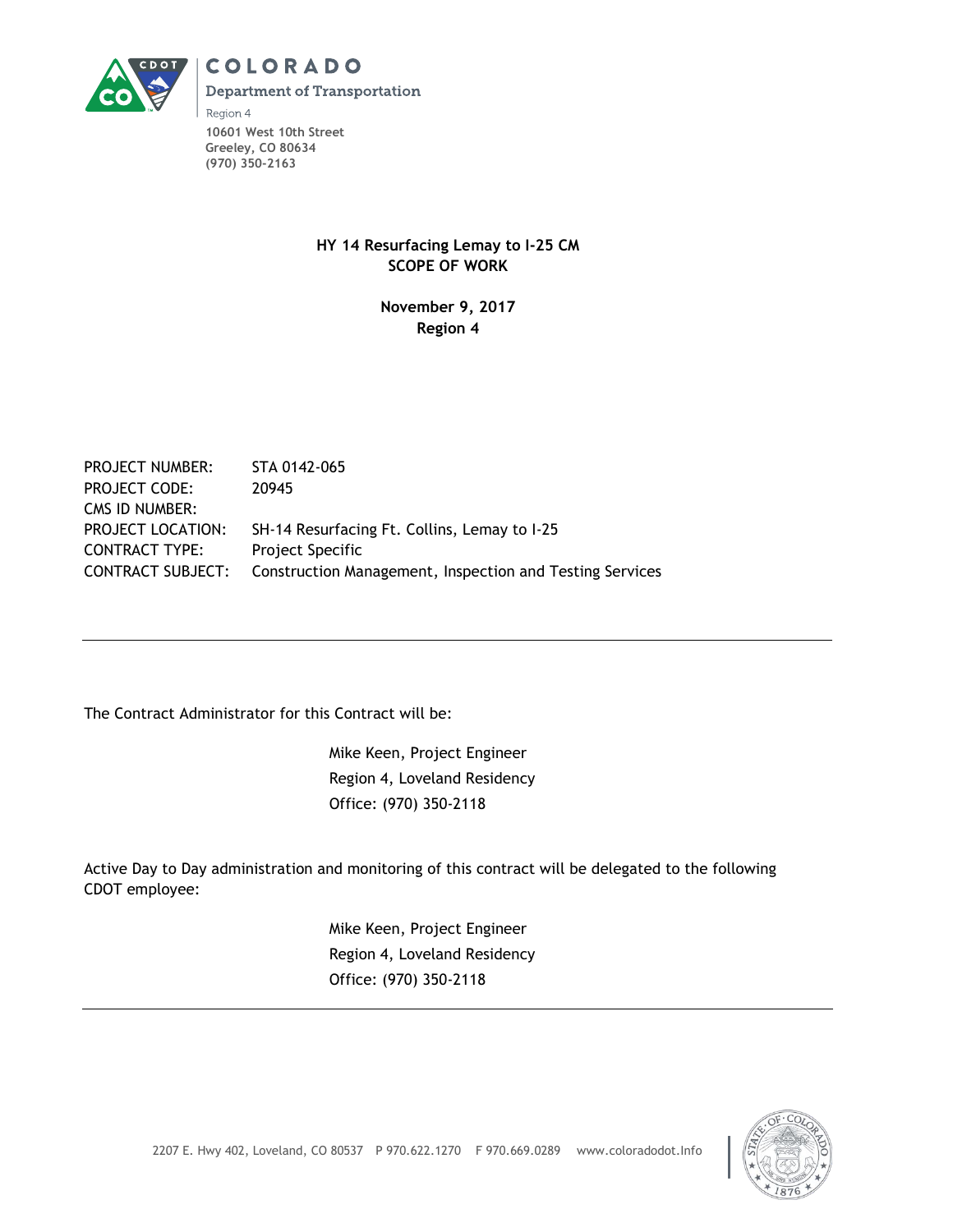COLORADO

Department of Transportation

Region 4

10601 West 10th Street
Greeley, CO 80634
(970) 350-2163

**HY 14 Resurfacing Lemay to I-25 CM**
**SCOPE OF WORK**

**November 9, 2017**
**Region 4**

| | |
|---|---|
| PROJECT NUMBER: | STA 0142-065 |
| PROJECT CODE: | 20945 |
| CMS ID NUMBER: | |
| PROJECT LOCATION: | SH-14 Resurfacing Ft. Collins, Lemay to I-25 |
| CONTRACT TYPE: | Project Specific |
| CONTRACT SUBJECT: | Construction Management, Inspection and Testing Services |

---

The Contract Administrator for this Contract will be:

Mike Keen, Project Engineer
Region 4, Loveland Residency
Office: (970) 350-2118

Active Day to Day administration and monitoring of this contract will be delegated to the following CDOT employee:

Mike Keen, Project Engineer
Region 4, Loveland Residency
Office: (970) 350-2118

---

2207 E. Hwy 402, Loveland, CO 80537 P 970.622.1270 F 970.669.0289 www.coloradodot.info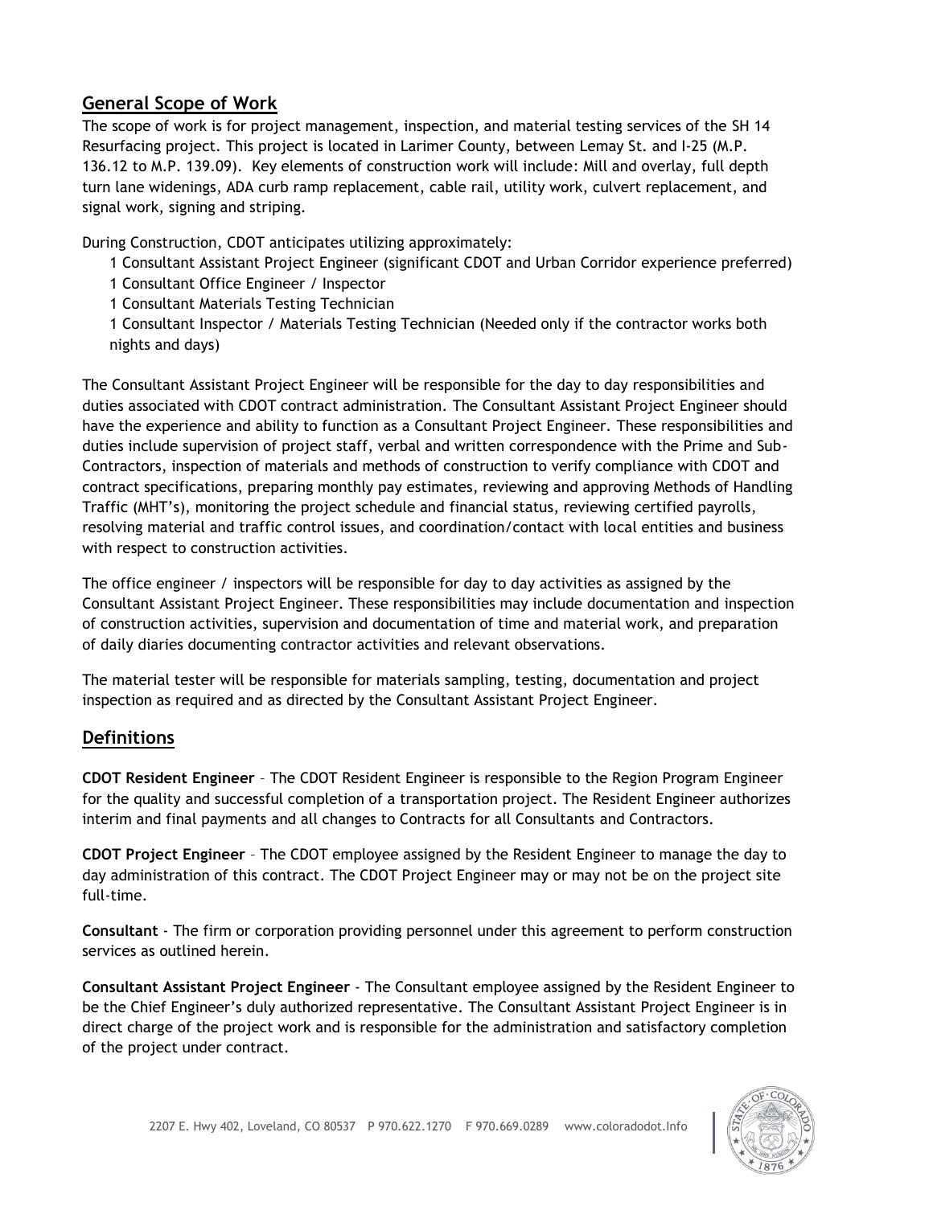## General Scope of Work

The scope of work is for project management, inspection, and material testing services of the SH 14 Resurfacing project. This project is located in Larimer County, between Lemay St. and I-25 (M.P. 136.12 to M.P. 139.09). Key elements of construction work will include: Mill and overlay, full depth turn lane widenings, ADA curb ramp replacement, cable rail, utility work, culvert replacement, and signal work, signing and striping.

During Construction, CDOT anticipates utilizing approximately:

- 1 Consultant Assistant Project Engineer (significant CDOT and Urban Corridor experience preferred)
- 1 Consultant Office Engineer / Inspector
- 1 Consultant Materials Testing Technician
- 1 Consultant Inspector / Materials Testing Technician (Needed only if the contractor works both nights and days)

The Consultant Assistant Project Engineer will be responsible for the day to day responsibilities and duties associated with CDOT contract administration. The Consultant Assistant Project Engineer should have the experience and ability to function as a Consultant Project Engineer. These responsibilities and duties include supervision of project staff, verbal and written correspondence with the Prime and Sub-Contractors, inspection of materials and methods of construction to verify compliance with CDOT and contract specifications, preparing monthly pay estimates, reviewing and approving Methods of Handling Traffic (MHT's), monitoring the project schedule and financial status, reviewing certified payrolls, resolving material and traffic control issues, and coordination/contact with local entities and business with respect to construction activities.

The office engineer / inspectors will be responsible for day to day activities as assigned by the Consultant Assistant Project Engineer. These responsibilities may include documentation and inspection of construction activities, supervision and documentation of time and material work, and preparation of daily diaries documenting contractor activities and relevant observations.

The material tester will be responsible for materials sampling, testing, documentation and project inspection as required and as directed by the Consultant Assistant Project Engineer.

## Definitions

**CDOT Resident Engineer** – The CDOT Resident Engineer is responsible to the Region Program Engineer for the quality and successful completion of a transportation project. The Resident Engineer authorizes interim and final payments and all changes to Contracts for all Consultants and Contractors.

**CDOT Project Engineer** – The CDOT employee assigned by the Resident Engineer to manage the day to day administration of this contract. The CDOT Project Engineer may or may not be on the project site full-time.

**Consultant** - The firm or corporation providing personnel under this agreement to perform construction services as outlined herein.

**Consultant Assistant Project Engineer** - The Consultant employee assigned by the Resident Engineer to be the Chief Engineer's duly authorized representative. The Consultant Assistant Project Engineer is in direct charge of the project work and is responsible for the administration and satisfactory completion of the project under contract.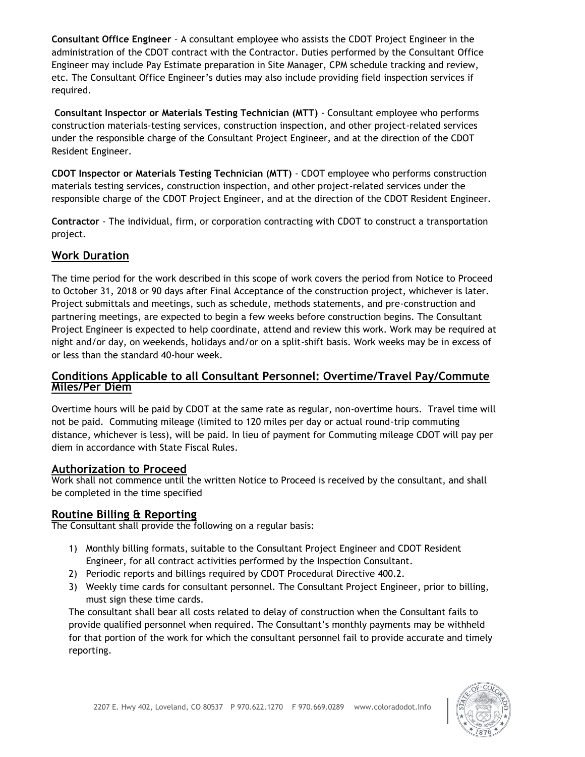**Consultant Office Engineer** – A consultant employee who assists the CDOT Project Engineer in the administration of the CDOT contract with the Contractor. Duties performed by the Consultant Office Engineer may include Pay Estimate preparation in Site Manager, CPM schedule tracking and review, etc. The Consultant Office Engineer's duties may also include providing field inspection services if required.

**Consultant Inspector or Materials Testing Technician (MTT)** - Consultant employee who performs construction materials-testing services, construction inspection, and other project-related services under the responsible charge of the Consultant Project Engineer, and at the direction of the CDOT Resident Engineer.

**CDOT Inspector or Materials Testing Technician (MTT)** - CDOT employee who performs construction materials testing services, construction inspection, and other project-related services under the responsible charge of the CDOT Project Engineer, and at the direction of the CDOT Resident Engineer.

**Contractor** - The individual, firm, or corporation contracting with CDOT to construct a transportation project.

## Work Duration

The time period for the work described in this scope of work covers the period from Notice to Proceed to October 31, 2018 or 90 days after Final Acceptance of the construction project, whichever is later. Project submittals and meetings, such as schedule, methods statements, and pre-construction and partnering meetings, are expected to begin a few weeks before construction begins. The Consultant Project Engineer is expected to help coordinate, attend and review this work. Work may be required at night and/or day, on weekends, holidays and/or on a split-shift basis. Work weeks may be in excess of or less than the standard 40-hour week.

## Conditions Applicable to all Consultant Personnel: Overtime/Travel Pay/Commute Miles/Per Diem

Overtime hours will be paid by CDOT at the same rate as regular, non-overtime hours. Travel time will not be paid. Commuting mileage (limited to 120 miles per day or actual round-trip commuting distance, whichever is less), will be paid. In lieu of payment for Commuting mileage CDOT will pay per diem in accordance with State Fiscal Rules.

## Authorization to Proceed

Work shall not commence until the written Notice to Proceed is received by the consultant, and shall be completed in the time specified

## Routine Billing & Reporting

The Consultant shall provide the following on a regular basis:

1) Monthly billing formats, suitable to the Consultant Project Engineer and CDOT Resident Engineer, for all contract activities performed by the Inspection Consultant.
2) Periodic reports and billings required by CDOT Procedural Directive 400.2.
3) Weekly time cards for consultant personnel. The Consultant Project Engineer, prior to billing, must sign these time cards.

The consultant shall bear all costs related to delay of construction when the Consultant fails to provide qualified personnel when required. The Consultant's monthly payments may be withheld for that portion of the work for which the consultant personnel fail to provide accurate and timely reporting.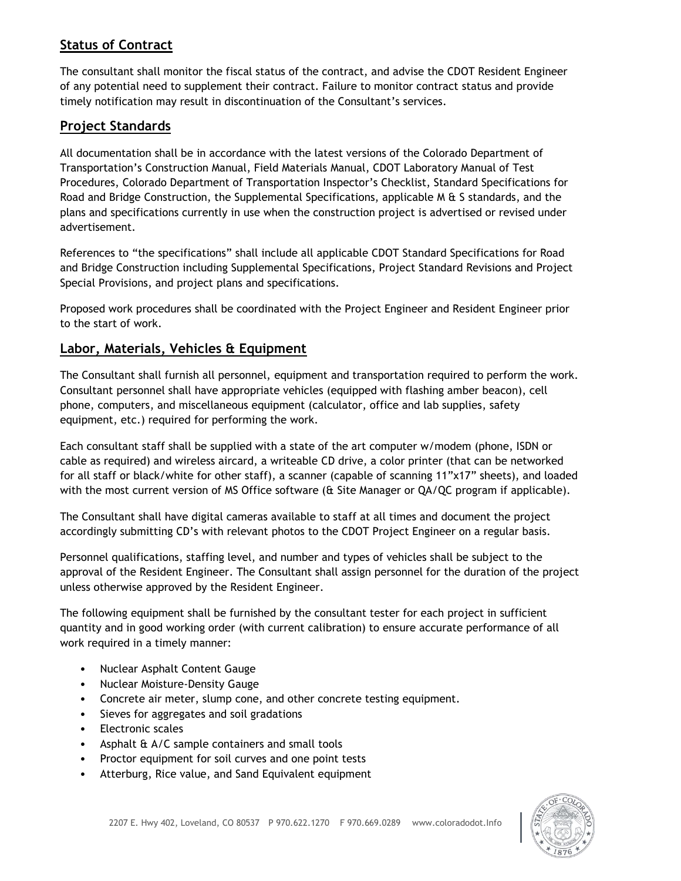## Status of Contract

The consultant shall monitor the fiscal status of the contract, and advise the CDOT Resident Engineer of any potential need to supplement their contract. Failure to monitor contract status and provide timely notification may result in discontinuation of the Consultant's services.

## Project Standards

All documentation shall be in accordance with the latest versions of the Colorado Department of Transportation's Construction Manual, Field Materials Manual, CDOT Laboratory Manual of Test Procedures, Colorado Department of Transportation Inspector's Checklist, Standard Specifications for Road and Bridge Construction, the Supplemental Specifications, applicable M & S standards, and the plans and specifications currently in use when the construction project is advertised or revised under advertisement.

References to "the specifications" shall include all applicable CDOT Standard Specifications for Road and Bridge Construction including Supplemental Specifications, Project Standard Revisions and Project Special Provisions, and project plans and specifications.

Proposed work procedures shall be coordinated with the Project Engineer and Resident Engineer prior to the start of work.

## Labor, Materials, Vehicles & Equipment

The Consultant shall furnish all personnel, equipment and transportation required to perform the work. Consultant personnel shall have appropriate vehicles (equipped with flashing amber beacon), cell phone, computers, and miscellaneous equipment (calculator, office and lab supplies, safety equipment, etc.) required for performing the work.

Each consultant staff shall be supplied with a state of the art computer w/modem (phone, ISDN or cable as required) and wireless aircard, a writeable CD drive, a color printer (that can be networked for all staff or black/white for other staff), a scanner (capable of scanning 11"x17" sheets), and loaded with the most current version of MS Office software (& Site Manager or QA/QC program if applicable).

The Consultant shall have digital cameras available to staff at all times and document the project accordingly submitting CD's with relevant photos to the CDOT Project Engineer on a regular basis.

Personnel qualifications, staffing level, and number and types of vehicles shall be subject to the approval of the Resident Engineer. The Consultant shall assign personnel for the duration of the project unless otherwise approved by the Resident Engineer.

The following equipment shall be furnished by the consultant tester for each project in sufficient quantity and in good working order (with current calibration) to ensure accurate performance of all work required in a timely manner:

- Nuclear Asphalt Content Gauge
- Nuclear Moisture-Density Gauge
- Concrete air meter, slump cone, and other concrete testing equipment.
- Sieves for aggregates and soil gradations
- Electronic scales
- Asphalt & A/C sample containers and small tools
- Proctor equipment for soil curves and one point tests
- Atterburg, Rice value, and Sand Equivalent equipment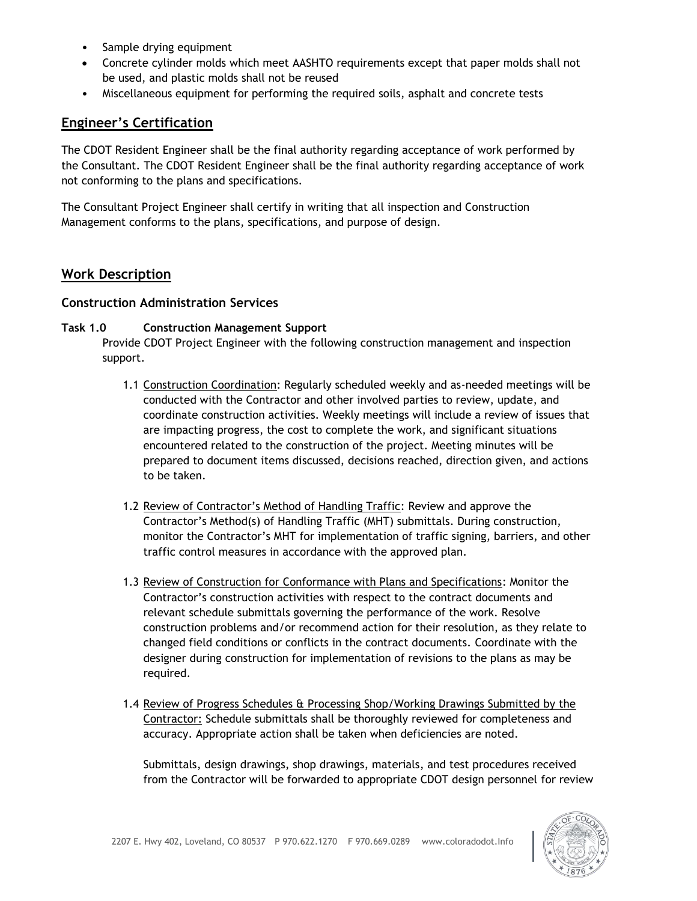- Sample drying equipment
- Concrete cylinder molds which meet AASHTO requirements except that paper molds shall not be used, and plastic molds shall not be reused
- Miscellaneous equipment for performing the required soils, asphalt and concrete tests

## Engineer's Certification

The CDOT Resident Engineer shall be the final authority regarding acceptance of work performed by the Consultant. The CDOT Resident Engineer shall be the final authority regarding acceptance of work not conforming to the plans and specifications.

The Consultant Project Engineer shall certify in writing that all inspection and Construction Management conforms to the plans, specifications, and purpose of design.

## Work Description

### Construction Administration Services

**Task 1.0 Construction Management Support**

Provide CDOT Project Engineer with the following construction management and inspection support.

1.1 Construction Coordination: Regularly scheduled weekly and as-needed meetings will be conducted with the Contractor and other involved parties to review, update, and coordinate construction activities. Weekly meetings will include a review of issues that are impacting progress, the cost to complete the work, and significant situations encountered related to the construction of the project. Meeting minutes will be prepared to document items discussed, decisions reached, direction given, and actions to be taken.

1.2 Review of Contractor's Method of Handling Traffic: Review and approve the Contractor's Method(s) of Handling Traffic (MHT) submittals. During construction, monitor the Contractor's MHT for implementation of traffic signing, barriers, and other traffic control measures in accordance with the approved plan.

1.3 Review of Construction for Conformance with Plans and Specifications: Monitor the Contractor's construction activities with respect to the contract documents and relevant schedule submittals governing the performance of the work. Resolve construction problems and/or recommend action for their resolution, as they relate to changed field conditions or conflicts in the contract documents. Coordinate with the designer during construction for implementation of revisions to the plans as may be required.

1.4 Review of Progress Schedules & Processing Shop/Working Drawings Submitted by the Contractor: Schedule submittals shall be thoroughly reviewed for completeness and accuracy. Appropriate action shall be taken when deficiencies are noted.

Submittals, design drawings, shop drawings, materials, and test procedures received from the Contractor will be forwarded to appropriate CDOT design personnel for review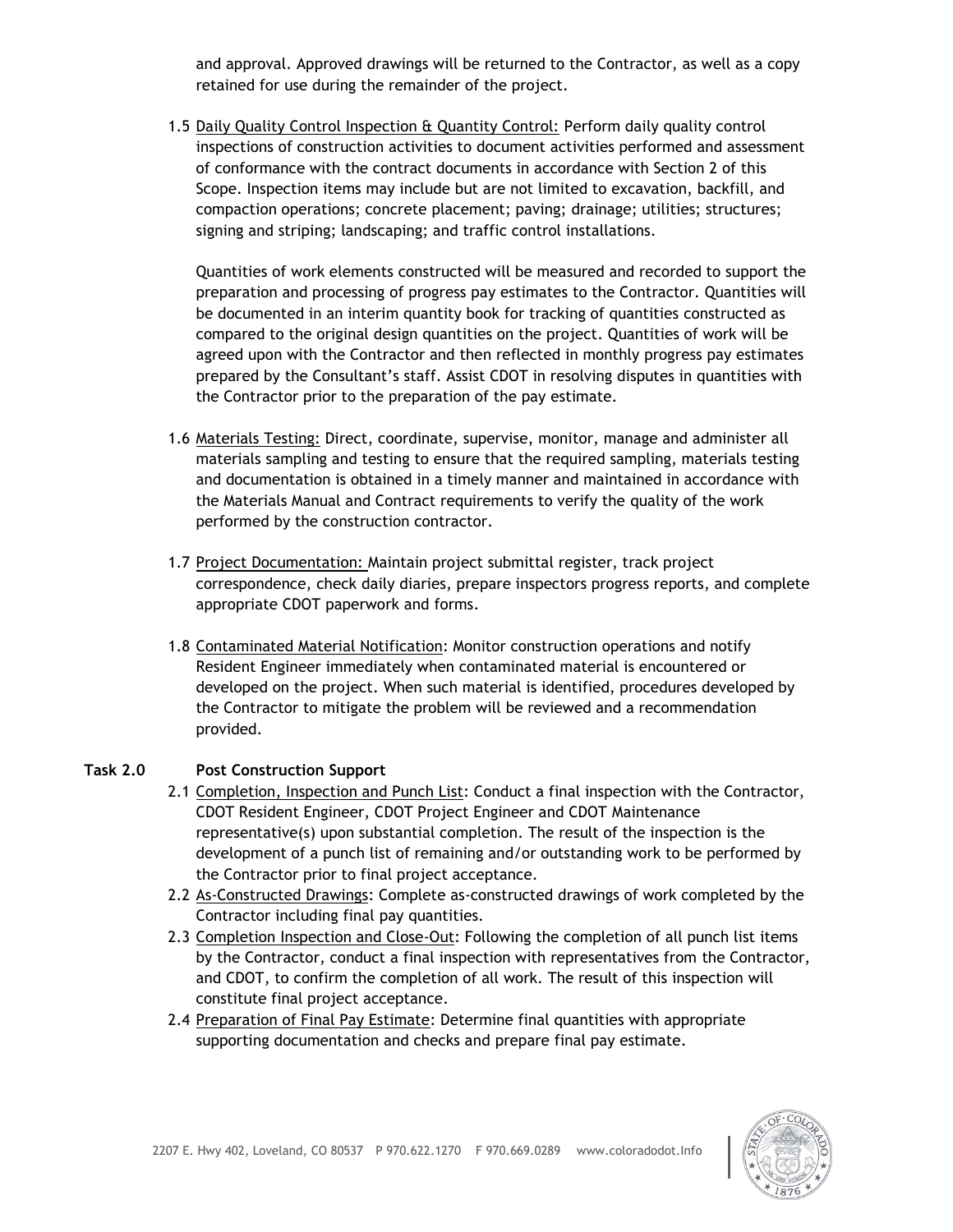and approval. Approved drawings will be returned to the Contractor, as well as a copy retained for use during the remainder of the project.

1.5 Daily Quality Control Inspection & Quantity Control: Perform daily quality control inspections of construction activities to document activities performed and assessment of conformance with the contract documents in accordance with Section 2 of this Scope. Inspection items may include but are not limited to excavation, backfill, and compaction operations; concrete placement; paving; drainage; utilities; structures; signing and striping; landscaping; and traffic control installations.

Quantities of work elements constructed will be measured and recorded to support the preparation and processing of progress pay estimates to the Contractor. Quantities will be documented in an interim quantity book for tracking of quantities constructed as compared to the original design quantities on the project. Quantities of work will be agreed upon with the Contractor and then reflected in monthly progress pay estimates prepared by the Consultant's staff. Assist CDOT in resolving disputes in quantities with the Contractor prior to the preparation of the pay estimate.

1.6 Materials Testing: Direct, coordinate, supervise, monitor, manage and administer all materials sampling and testing to ensure that the required sampling, materials testing and documentation is obtained in a timely manner and maintained in accordance with the Materials Manual and Contract requirements to verify the quality of the work performed by the construction contractor.

1.7 Project Documentation: Maintain project submittal register, track project correspondence, check daily diaries, prepare inspectors progress reports, and complete appropriate CDOT paperwork and forms.

1.8 Contaminated Material Notification: Monitor construction operations and notify Resident Engineer immediately when contaminated material is encountered or developed on the project. When such material is identified, procedures developed by the Contractor to mitigate the problem will be reviewed and a recommendation provided.

**Task 2.0 Post Construction Support**

2.1 Completion, Inspection and Punch List: Conduct a final inspection with the Contractor, CDOT Resident Engineer, CDOT Project Engineer and CDOT Maintenance representative(s) upon substantial completion. The result of the inspection is the development of a punch list of remaining and/or outstanding work to be performed by the Contractor prior to final project acceptance.

2.2 As-Constructed Drawings: Complete as-constructed drawings of work completed by the Contractor including final pay quantities.

2.3 Completion Inspection and Close-Out: Following the completion of all punch list items by the Contractor, conduct a final inspection with representatives from the Contractor, and CDOT, to confirm the completion of all work. The result of this inspection will constitute final project acceptance.

2.4 Preparation of Final Pay Estimate: Determine final quantities with appropriate supporting documentation and checks and prepare final pay estimate.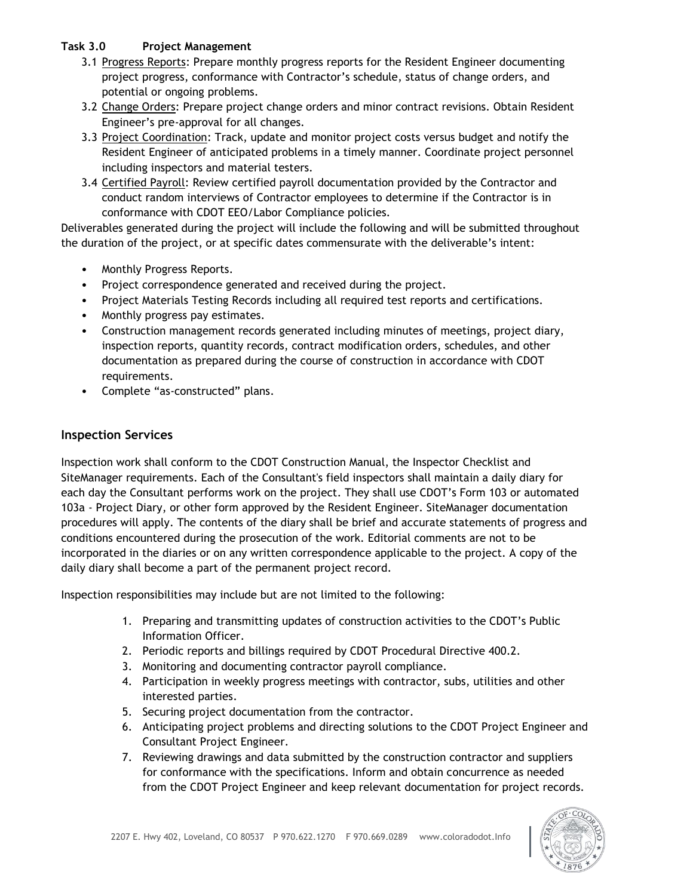**Task 3.0 Project Management**

3.1 Progress Reports: Prepare monthly progress reports for the Resident Engineer documenting project progress, conformance with Contractor's schedule, status of change orders, and potential or ongoing problems.

3.2 Change Orders: Prepare project change orders and minor contract revisions. Obtain Resident Engineer's pre-approval for all changes.

3.3 Project Coordination: Track, update and monitor project costs versus budget and notify the Resident Engineer of anticipated problems in a timely manner. Coordinate project personnel including inspectors and material testers.

3.4 Certified Payroll: Review certified payroll documentation provided by the Contractor and conduct random interviews of Contractor employees to determine if the Contractor is in conformance with CDOT EEO/Labor Compliance policies.

Deliverables generated during the project will include the following and will be submitted throughout the duration of the project, or at specific dates commensurate with the deliverable's intent:

- Monthly Progress Reports.
- Project correspondence generated and received during the project.
- Project Materials Testing Records including all required test reports and certifications.
- Monthly progress pay estimates.
- Construction management records generated including minutes of meetings, project diary, inspection reports, quantity records, contract modification orders, schedules, and other documentation as prepared during the course of construction in accordance with CDOT requirements.
- Complete "as-constructed" plans.

## Inspection Services

Inspection work shall conform to the CDOT Construction Manual, the Inspector Checklist and SiteManager requirements. Each of the Consultant's field inspectors shall maintain a daily diary for each day the Consultant performs work on the project. They shall use CDOT's Form 103 or automated 103a - Project Diary, or other form approved by the Resident Engineer. SiteManager documentation procedures will apply. The contents of the diary shall be brief and accurate statements of progress and conditions encountered during the prosecution of the work. Editorial comments are not to be incorporated in the diaries or on any written correspondence applicable to the project. A copy of the daily diary shall become a part of the permanent project record.

Inspection responsibilities may include but are not limited to the following:

1. Preparing and transmitting updates of construction activities to the CDOT's Public Information Officer.
2. Periodic reports and billings required by CDOT Procedural Directive 400.2.
3. Monitoring and documenting contractor payroll compliance.
4. Participation in weekly progress meetings with contractor, subs, utilities and other interested parties.
5. Securing project documentation from the contractor.
6. Anticipating project problems and directing solutions to the CDOT Project Engineer and Consultant Project Engineer.
7. Reviewing drawings and data submitted by the construction contractor and suppliers for conformance with the specifications. Inform and obtain concurrence as needed from the CDOT Project Engineer and keep relevant documentation for project records.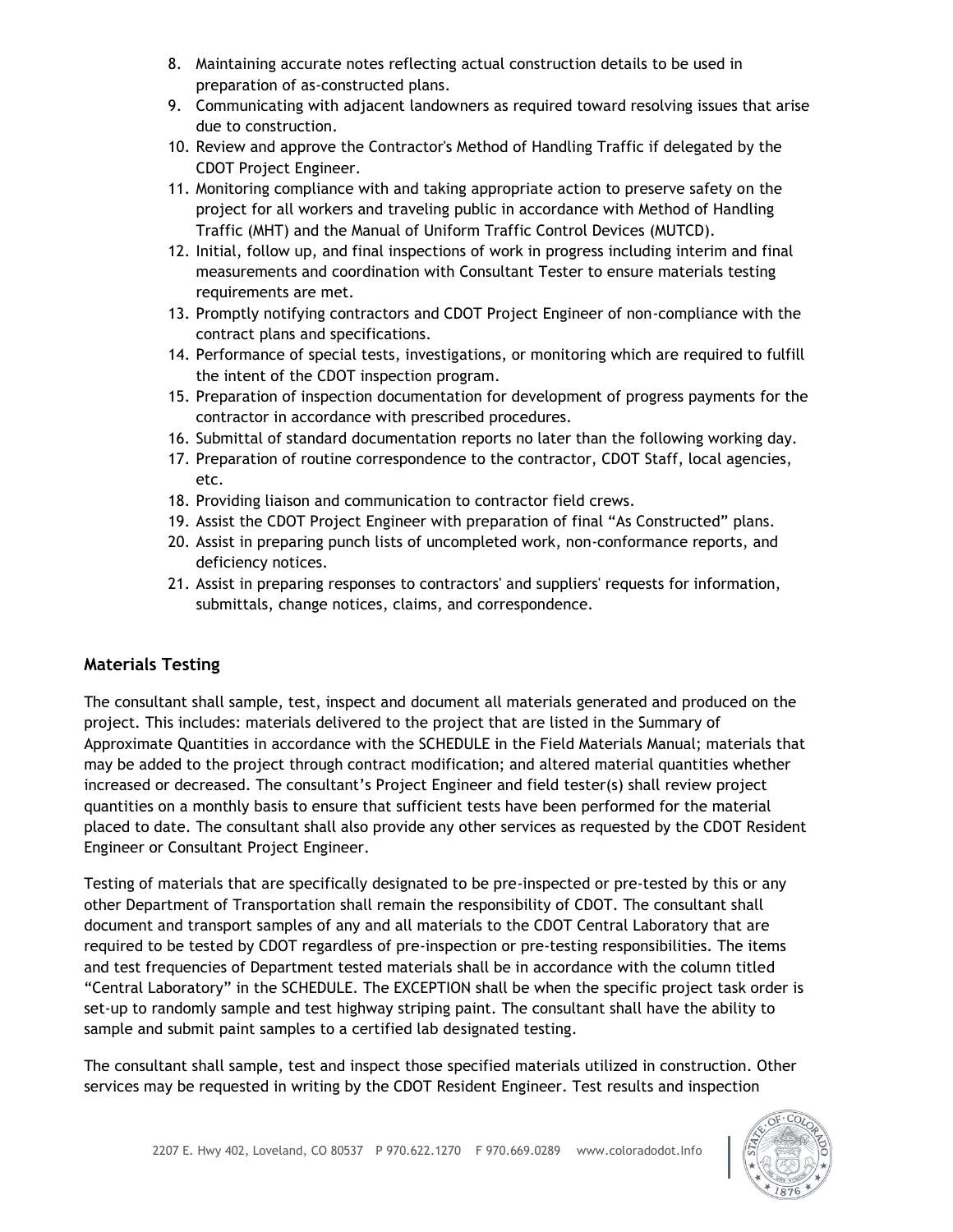8. Maintaining accurate notes reflecting actual construction details to be used in preparation of as-constructed plans.
9. Communicating with adjacent landowners as required toward resolving issues that arise due to construction.
10. Review and approve the Contractor's Method of Handling Traffic if delegated by the CDOT Project Engineer.
11. Monitoring compliance with and taking appropriate action to preserve safety on the project for all workers and traveling public in accordance with Method of Handling Traffic (MHT) and the Manual of Uniform Traffic Control Devices (MUTCD).
12. Initial, follow up, and final inspections of work in progress including interim and final measurements and coordination with Consultant Tester to ensure materials testing requirements are met.
13. Promptly notifying contractors and CDOT Project Engineer of non-compliance with the contract plans and specifications.
14. Performance of special tests, investigations, or monitoring which are required to fulfill the intent of the CDOT inspection program.
15. Preparation of inspection documentation for development of progress payments for the contractor in accordance with prescribed procedures.
16. Submittal of standard documentation reports no later than the following working day.
17. Preparation of routine correspondence to the contractor, CDOT Staff, local agencies, etc.
18. Providing liaison and communication to contractor field crews.
19. Assist the CDOT Project Engineer with preparation of final "As Constructed" plans.
20. Assist in preparing punch lists of uncompleted work, non-conformance reports, and deficiency notices.
21. Assist in preparing responses to contractors' and suppliers' requests for information, submittals, change notices, claims, and correspondence.

## Materials Testing

The consultant shall sample, test, inspect and document all materials generated and produced on the project. This includes: materials delivered to the project that are listed in the Summary of Approximate Quantities in accordance with the SCHEDULE in the Field Materials Manual; materials that may be added to the project through contract modification; and altered material quantities whether increased or decreased. The consultant's Project Engineer and field tester(s) shall review project quantities on a monthly basis to ensure that sufficient tests have been performed for the material placed to date. The consultant shall also provide any other services as requested by the CDOT Resident Engineer or Consultant Project Engineer.

Testing of materials that are specifically designated to be pre-inspected or pre-tested by this or any other Department of Transportation shall remain the responsibility of CDOT. The consultant shall document and transport samples of any and all materials to the CDOT Central Laboratory that are required to be tested by CDOT regardless of pre-inspection or pre-testing responsibilities. The items and test frequencies of Department tested materials shall be in accordance with the column titled "Central Laboratory" in the SCHEDULE. The EXCEPTION shall be when the specific project task order is set-up to randomly sample and test highway striping paint. The consultant shall have the ability to sample and submit paint samples to a certified lab designated testing.

The consultant shall sample, test and inspect those specified materials utilized in construction. Other services may be requested in writing by the CDOT Resident Engineer. Test results and inspection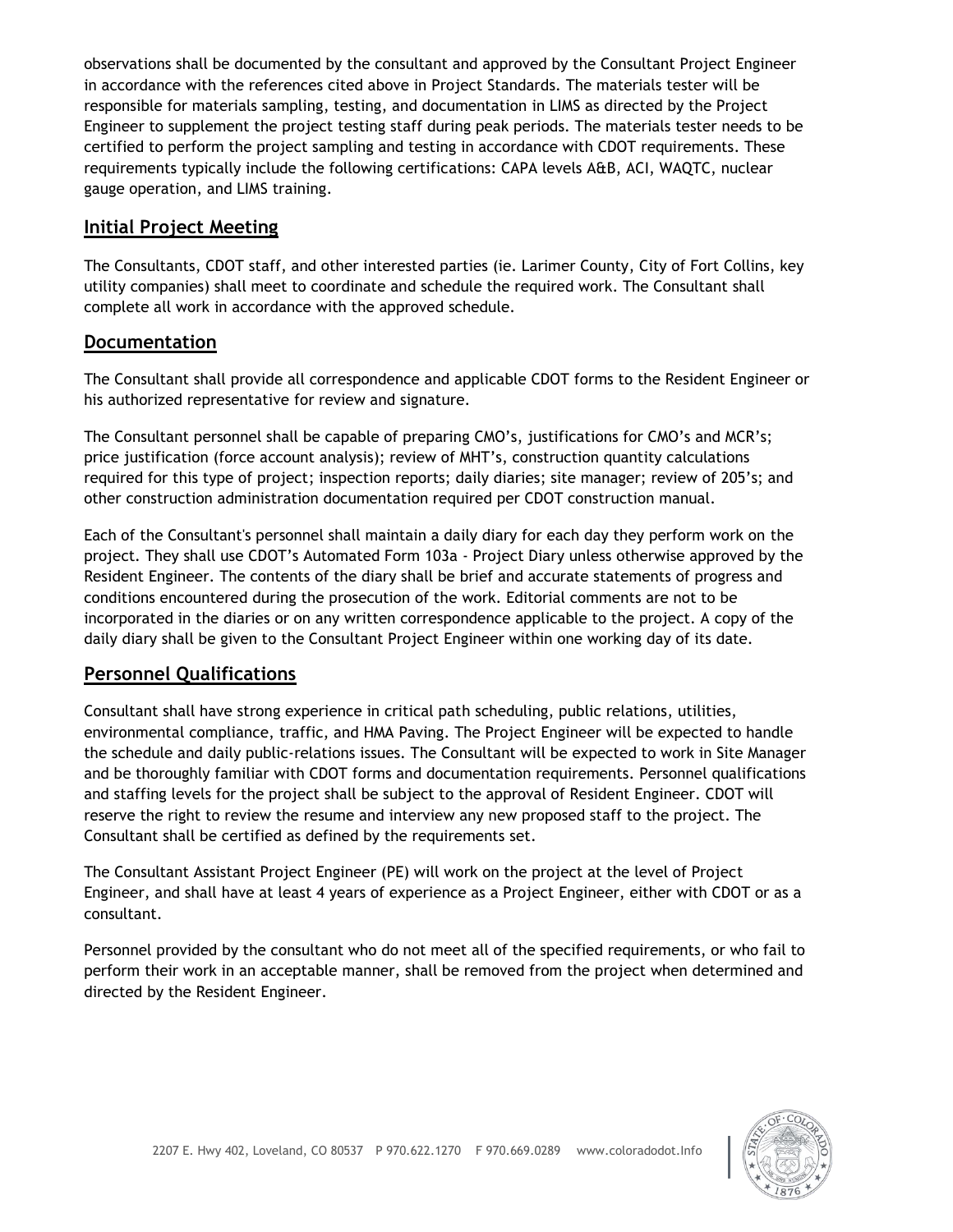observations shall be documented by the consultant and approved by the Consultant Project Engineer in accordance with the references cited above in Project Standards. The materials tester will be responsible for materials sampling, testing, and documentation in LIMS as directed by the Project Engineer to supplement the project testing staff during peak periods. The materials tester needs to be certified to perform the project sampling and testing in accordance with CDOT requirements. These requirements typically include the following certifications: CAPA levels A&B, ACI, WAQTC, nuclear gauge operation, and LIMS training.

## Initial Project Meeting

The Consultants, CDOT staff, and other interested parties (ie. Larimer County, City of Fort Collins, key utility companies) shall meet to coordinate and schedule the required work. The Consultant shall complete all work in accordance with the approved schedule.

## Documentation

The Consultant shall provide all correspondence and applicable CDOT forms to the Resident Engineer or his authorized representative for review and signature.

The Consultant personnel shall be capable of preparing CMO's, justifications for CMO's and MCR's; price justification (force account analysis); review of MHT's, construction quantity calculations required for this type of project; inspection reports; daily diaries; site manager; review of 205's; and other construction administration documentation required per CDOT construction manual.

Each of the Consultant's personnel shall maintain a daily diary for each day they perform work on the project. They shall use CDOT's Automated Form 103a - Project Diary unless otherwise approved by the Resident Engineer. The contents of the diary shall be brief and accurate statements of progress and conditions encountered during the prosecution of the work. Editorial comments are not to be incorporated in the diaries or on any written correspondence applicable to the project. A copy of the daily diary shall be given to the Consultant Project Engineer within one working day of its date.

## Personnel Qualifications

Consultant shall have strong experience in critical path scheduling, public relations, utilities, environmental compliance, traffic, and HMA Paving. The Project Engineer will be expected to handle the schedule and daily public-relations issues. The Consultant will be expected to work in Site Manager and be thoroughly familiar with CDOT forms and documentation requirements. Personnel qualifications and staffing levels for the project shall be subject to the approval of Resident Engineer. CDOT will reserve the right to review the resume and interview any new proposed staff to the project. The Consultant shall be certified as defined by the requirements set.

The Consultant Assistant Project Engineer (PE) will work on the project at the level of Project Engineer, and shall have at least 4 years of experience as a Project Engineer, either with CDOT or as a consultant.

Personnel provided by the consultant who do not meet all of the specified requirements, or who fail to perform their work in an acceptable manner, shall be removed from the project when determined and directed by the Resident Engineer.